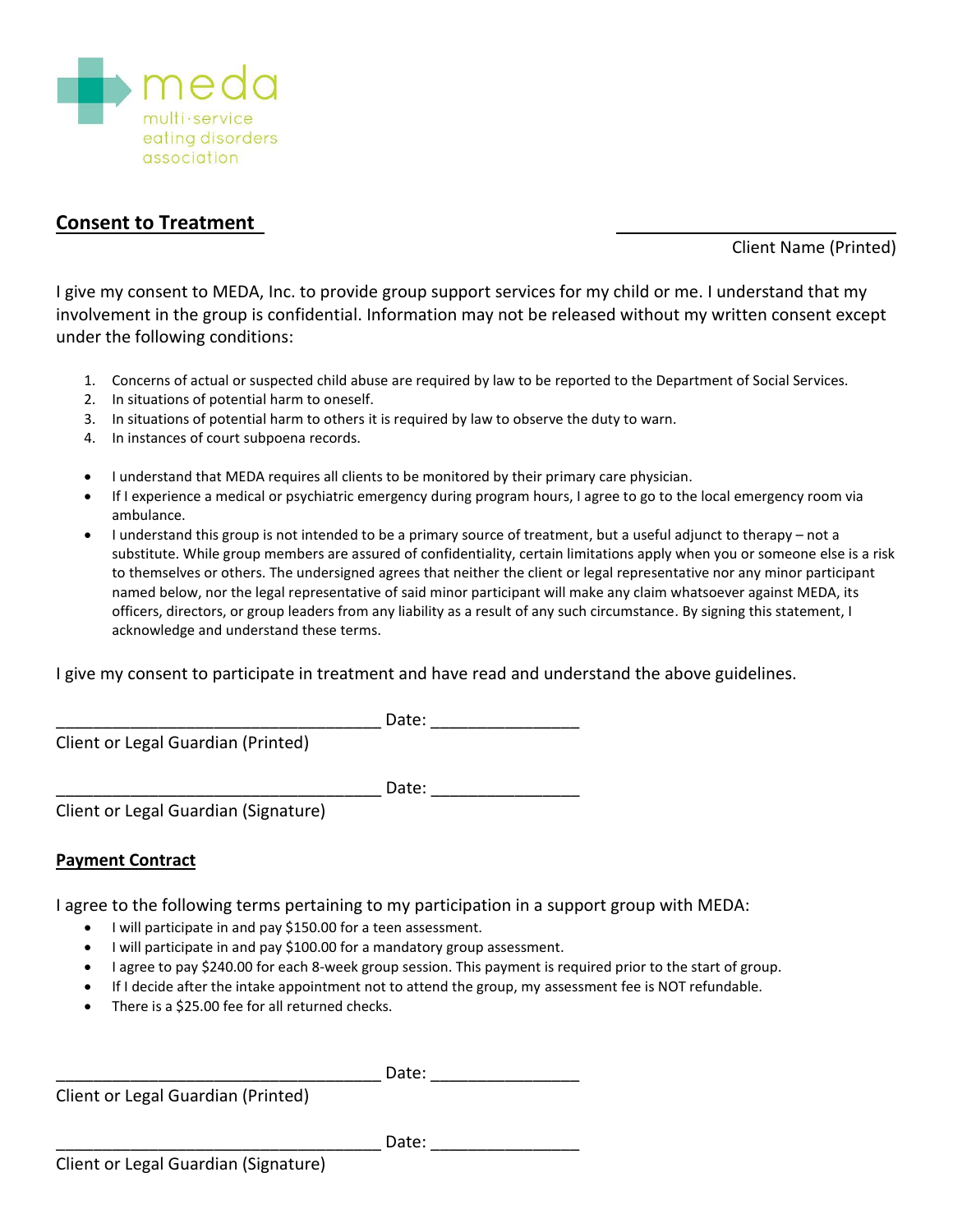meda
multi·service
eating disorders
association

## Consent to Treatment

\_\_\_\_\_\_\_\_\_\_\_\_\_\_\_\_\_\_\_\_\_\_\_\_\_\_\_\_\_\_\_\_
Client Name (Printed)

I give my consent to MEDA, Inc. to provide group support services for my child or me. I understand that my involvement in the group is confidential. Information may not be released without my written consent except under the following conditions:

1. Concerns of actual or suspected child abuse are required by law to be reported to the Department of Social Services.
2. In situations of potential harm to oneself.
3. In situations of potential harm to others it is required by law to observe the duty to warn.
4. In instances of court subpoena records.

- I understand that MEDA requires all clients to be monitored by their primary care physician.
- If I experience a medical or psychiatric emergency during program hours, I agree to go to the local emergency room via ambulance.
- I understand this group is not intended to be a primary source of treatment, but a useful adjunct to therapy – not a substitute. While group members are assured of confidentiality, certain limitations apply when you or someone else is a risk to themselves or others. The undersigned agrees that neither the client or legal representative nor any minor participant named below, nor the legal representative of said minor participant will make any claim whatsoever against MEDA, its officers, directors, or group leaders from any liability as a result of any such circumstance. By signing this statement, I acknowledge and understand these terms.

I give my consent to participate in treatment and have read and understand the above guidelines.

\_\_\_\_\_\_\_\_\_\_\_\_\_\_\_\_\_\_\_\_\_\_\_\_\_\_\_\_\_\_\_\_\_\_\_\_ Date: \_\_\_\_\_\_\_\_\_\_\_\_\_\_\_\_
Client or Legal Guardian (Printed)

\_\_\_\_\_\_\_\_\_\_\_\_\_\_\_\_\_\_\_\_\_\_\_\_\_\_\_\_\_\_\_\_\_\_\_\_ Date: \_\_\_\_\_\_\_\_\_\_\_\_\_\_\_\_
Client or Legal Guardian (Signature)

## Payment Contract

I agree to the following terms pertaining to my participation in a support group with MEDA:

- I will participate in and pay $150.00 for a teen assessment.
- I will participate in and pay $100.00 for a mandatory group assessment.
- I agree to pay $240.00 for each 8-week group session. This payment is required prior to the start of group.
- If I decide after the intake appointment not to attend the group, my assessment fee is NOT refundable.
- There is a $25.00 fee for all returned checks.

\_\_\_\_\_\_\_\_\_\_\_\_\_\_\_\_\_\_\_\_\_\_\_\_\_\_\_\_\_\_\_\_\_\_\_\_ Date: \_\_\_\_\_\_\_\_\_\_\_\_\_\_\_\_
Client or Legal Guardian (Printed)

\_\_\_\_\_\_\_\_\_\_\_\_\_\_\_\_\_\_\_\_\_\_\_\_\_\_\_\_\_\_\_\_\_\_\_\_ Date: \_\_\_\_\_\_\_\_\_\_\_\_\_\_\_\_
Client or Legal Guardian (Signature)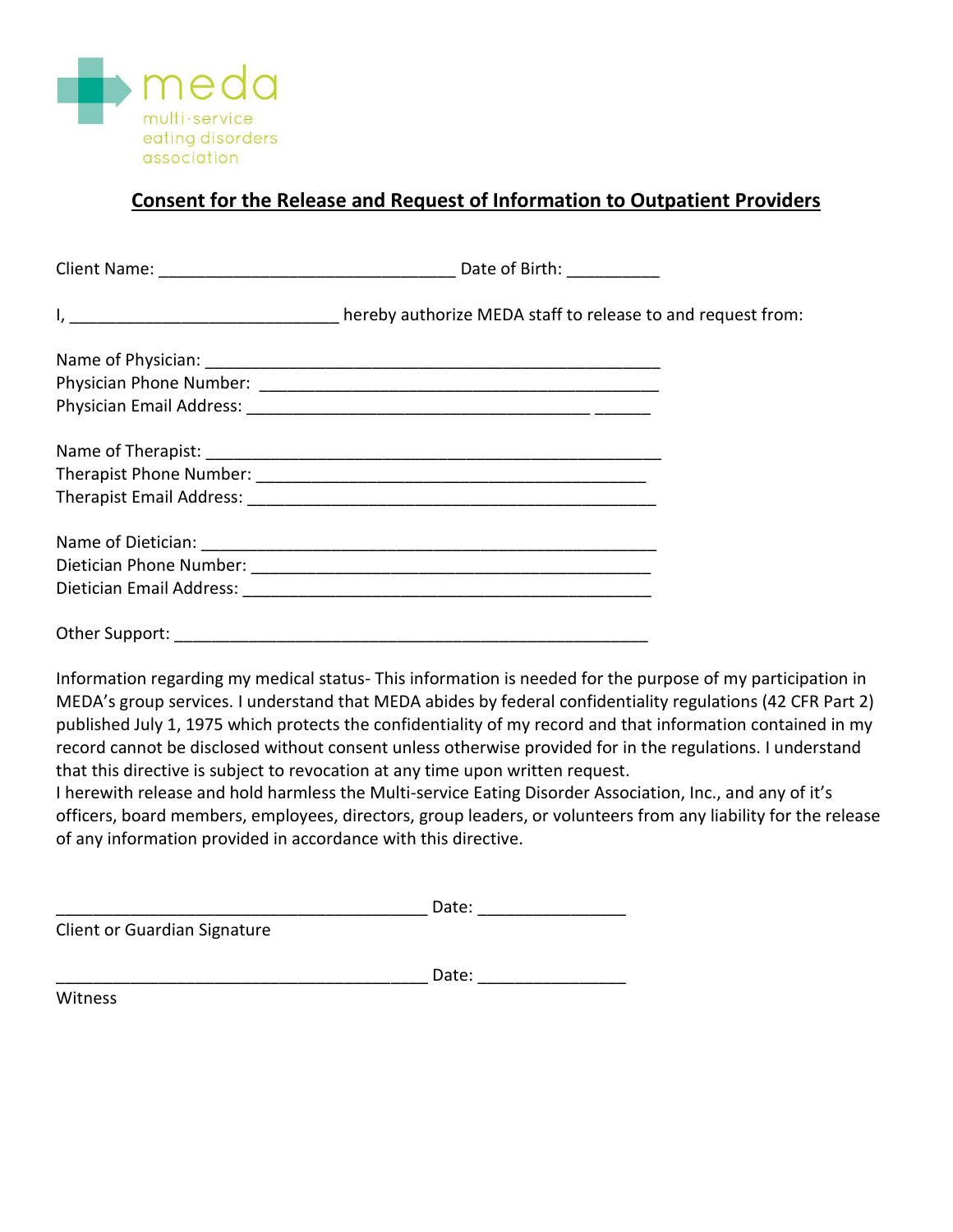meda
multi·service
eating disorders
association

## Consent for the Release and Request of Information to Outpatient Providers

Client Name: _______________________________ Date of Birth: __________

I, _____________________________ hereby authorize MEDA staff to release to and request from:

Name of Physician: _________________________________________________
Physician Phone Number: ____________________________________________
Physician Email Address: ______________________________________ ______

Name of Therapist: _________________________________________________
Therapist Phone Number: ___________________________________________
Therapist Email Address: ____________________________________________

Name of Dietician: _________________________________________________
Dietician Phone Number: ____________________________________________
Dietician Email Address: _____________________________________________

Other Support: _____________________________________________________

Information regarding my medical status- This information is needed for the purpose of my participation in MEDA's group services. I understand that MEDA abides by federal confidentiality regulations (42 CFR Part 2) published July 1, 1975 which protects the confidentiality of my record and that information contained in my record cannot be disclosed without consent unless otherwise provided for in the regulations. I understand that this directive is subject to revocation at any time upon written request.
I herewith release and hold harmless the Multi-service Eating Disorder Association, Inc., and any of it's officers, board members, employees, directors, group leaders, or volunteers from any liability for the release of any information provided in accordance with this directive.

________________________________________ Date: ________________
Client or Guardian Signature

________________________________________ Date: ________________
Witness